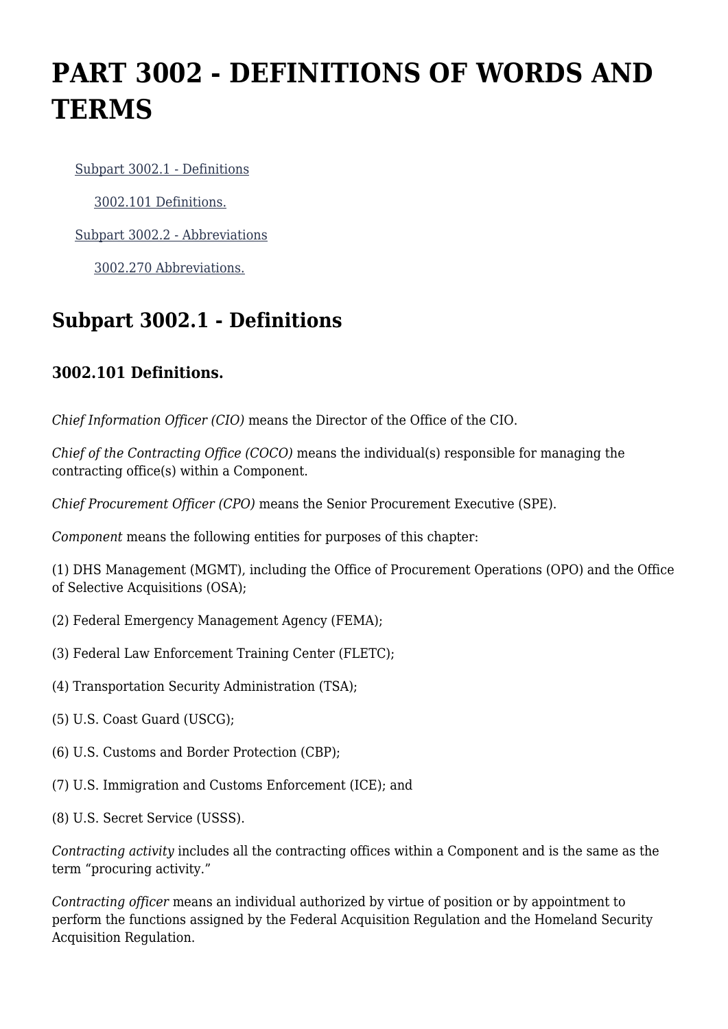# PART 3002 - DEFINITIONS OF WORDS AND TERMS

- Subpart 3002.1 - Definitions
  - 3002.101 Definitions.
- Subpart 3002.2 - Abbreviations
  - 3002.270 Abbreviations.

## Subpart 3002.1 - Definitions

### 3002.101 Definitions.

*Chief Information Officer (CIO)* means the Director of the Office of the CIO.

*Chief of the Contracting Office (COCO)* means the individual(s) responsible for managing the contracting office(s) within a Component.

*Chief Procurement Officer (CPO)* means the Senior Procurement Executive (SPE).

*Component* means the following entities for purposes of this chapter:

(1) DHS Management (MGMT), including the Office of Procurement Operations (OPO) and the Office of Selective Acquisitions (OSA);

(2) Federal Emergency Management Agency (FEMA);

(3) Federal Law Enforcement Training Center (FLETC);

(4) Transportation Security Administration (TSA);

(5) U.S. Coast Guard (USCG);

(6) U.S. Customs and Border Protection (CBP);

(7) U.S. Immigration and Customs Enforcement (ICE); and

(8) U.S. Secret Service (USSS).

*Contracting activity* includes all the contracting offices within a Component and is the same as the term “procuring activity.”

*Contracting officer* means an individual authorized by virtue of position or by appointment to perform the functions assigned by the Federal Acquisition Regulation and the Homeland Security Acquisition Regulation.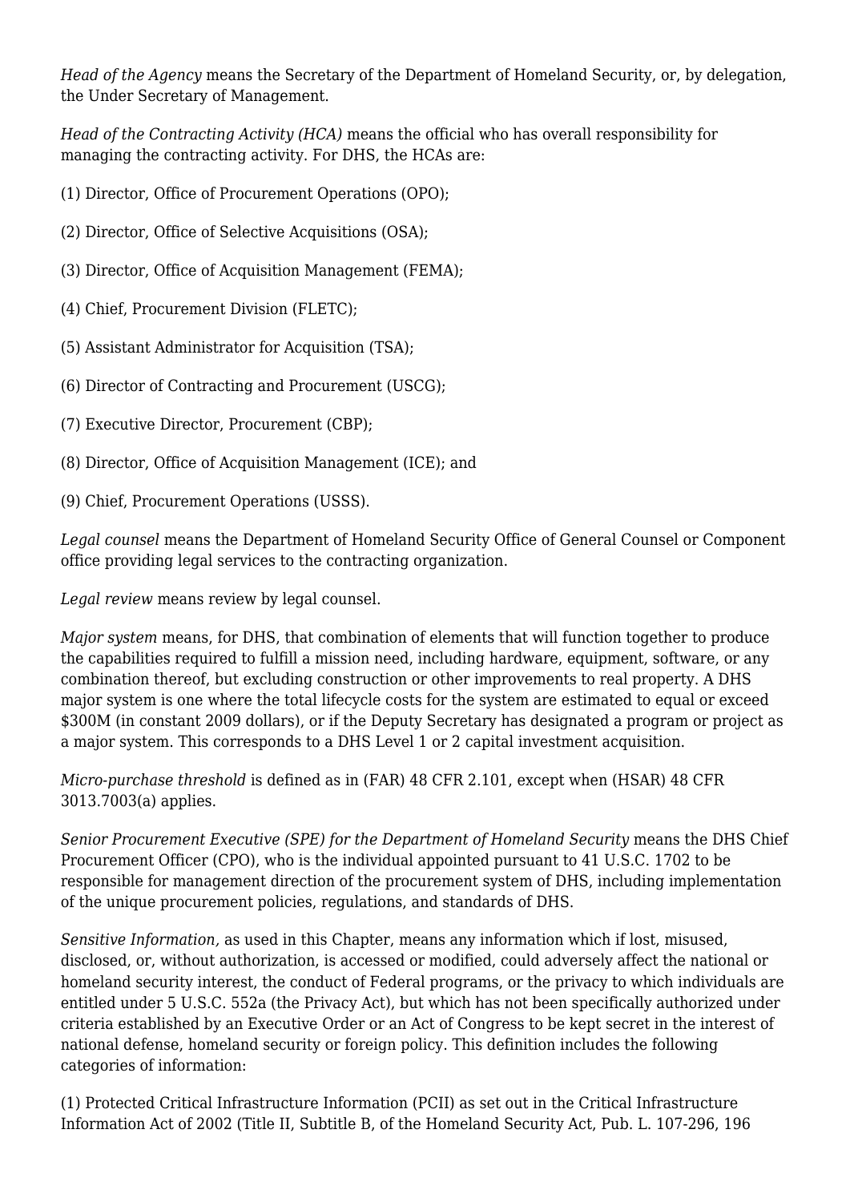*Head of the Agency* means the Secretary of the Department of Homeland Security, or, by delegation, the Under Secretary of Management.

*Head of the Contracting Activity (HCA)* means the official who has overall responsibility for managing the contracting activity. For DHS, the HCAs are:

(1) Director, Office of Procurement Operations (OPO);

(2) Director, Office of Selective Acquisitions (OSA);

(3) Director, Office of Acquisition Management (FEMA);

(4) Chief, Procurement Division (FLETC);

(5) Assistant Administrator for Acquisition (TSA);

(6) Director of Contracting and Procurement (USCG);

(7) Executive Director, Procurement (CBP);

(8) Director, Office of Acquisition Management (ICE); and

(9) Chief, Procurement Operations (USSS).

*Legal counsel* means the Department of Homeland Security Office of General Counsel or Component office providing legal services to the contracting organization.

*Legal review* means review by legal counsel.

*Major system* means, for DHS, that combination of elements that will function together to produce the capabilities required to fulfill a mission need, including hardware, equipment, software, or any combination thereof, but excluding construction or other improvements to real property. A DHS major system is one where the total lifecycle costs for the system are estimated to equal or exceed $300M (in constant 2009 dollars), or if the Deputy Secretary has designated a program or project as a major system. This corresponds to a DHS Level 1 or 2 capital investment acquisition.

*Micro-purchase threshold* is defined as in (FAR) 48 CFR 2.101, except when (HSAR) 48 CFR 3013.7003(a) applies.

*Senior Procurement Executive (SPE) for the Department of Homeland Security* means the DHS Chief Procurement Officer (CPO), who is the individual appointed pursuant to 41 U.S.C. 1702 to be responsible for management direction of the procurement system of DHS, including implementation of the unique procurement policies, regulations, and standards of DHS.

*Sensitive Information,* as used in this Chapter, means any information which if lost, misused, disclosed, or, without authorization, is accessed or modified, could adversely affect the national or homeland security interest, the conduct of Federal programs, or the privacy to which individuals are entitled under 5 U.S.C. 552a (the Privacy Act), but which has not been specifically authorized under criteria established by an Executive Order or an Act of Congress to be kept secret in the interest of national defense, homeland security or foreign policy. This definition includes the following categories of information:

(1) Protected Critical Infrastructure Information (PCII) as set out in the Critical Infrastructure Information Act of 2002 (Title II, Subtitle B, of the Homeland Security Act, Pub. L. 107-296, 196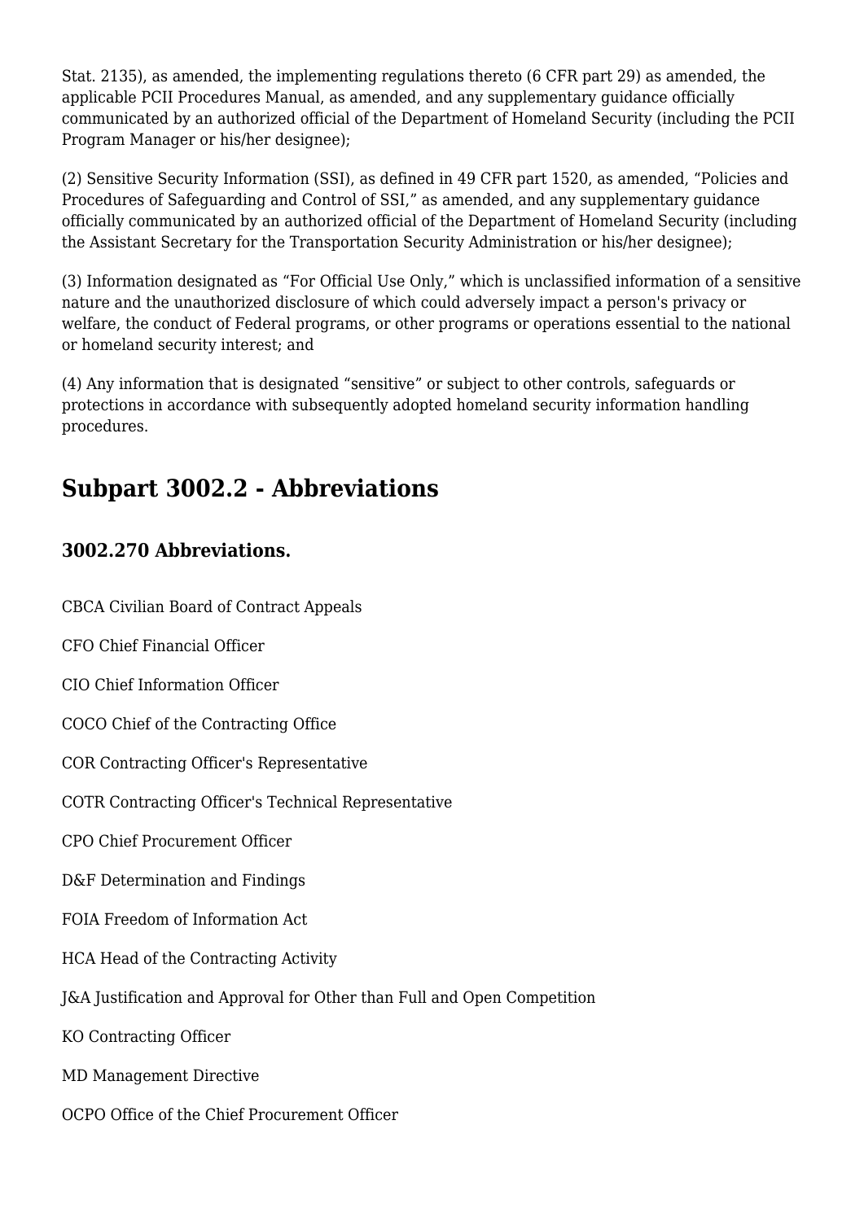Stat. 2135), as amended, the implementing regulations thereto (6 CFR part 29) as amended, the applicable PCII Procedures Manual, as amended, and any supplementary guidance officially communicated by an authorized official of the Department of Homeland Security (including the PCII Program Manager or his/her designee);

(2) Sensitive Security Information (SSI), as defined in 49 CFR part 1520, as amended, "Policies and Procedures of Safeguarding and Control of SSI," as amended, and any supplementary guidance officially communicated by an authorized official of the Department of Homeland Security (including the Assistant Secretary for the Transportation Security Administration or his/her designee);

(3) Information designated as "For Official Use Only," which is unclassified information of a sensitive nature and the unauthorized disclosure of which could adversely impact a person's privacy or welfare, the conduct of Federal programs, or other programs or operations essential to the national or homeland security interest; and

(4) Any information that is designated "sensitive" or subject to other controls, safeguards or protections in accordance with subsequently adopted homeland security information handling procedures.

## Subpart 3002.2 - Abbreviations

### 3002.270 Abbreviations.

CBCA Civilian Board of Contract Appeals

CFO Chief Financial Officer

CIO Chief Information Officer

COCO Chief of the Contracting Office

COR Contracting Officer's Representative

COTR Contracting Officer's Technical Representative

CPO Chief Procurement Officer

D&F Determination and Findings

FOIA Freedom of Information Act

HCA Head of the Contracting Activity

J&A Justification and Approval for Other than Full and Open Competition

KO Contracting Officer

MD Management Directive

OCPO Office of the Chief Procurement Officer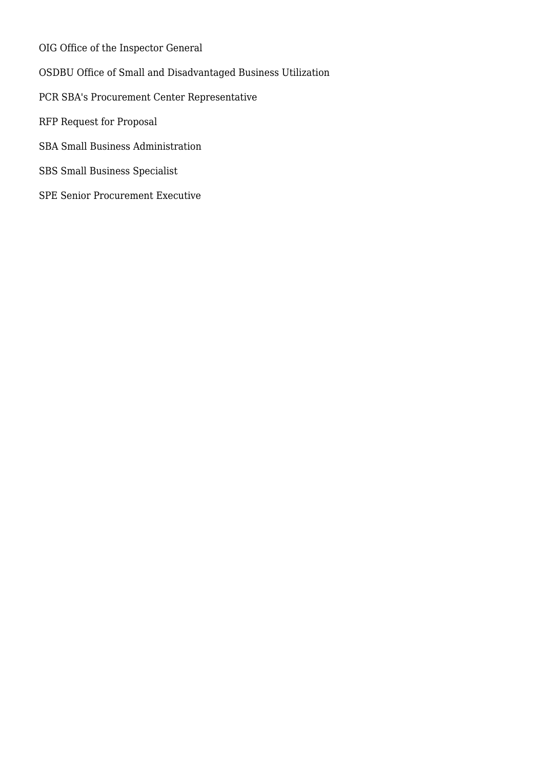OIG Office of the Inspector General

OSDBU Office of Small and Disadvantaged Business Utilization

PCR SBA's Procurement Center Representative

RFP Request for Proposal

SBA Small Business Administration

SBS Small Business Specialist

SPE Senior Procurement Executive